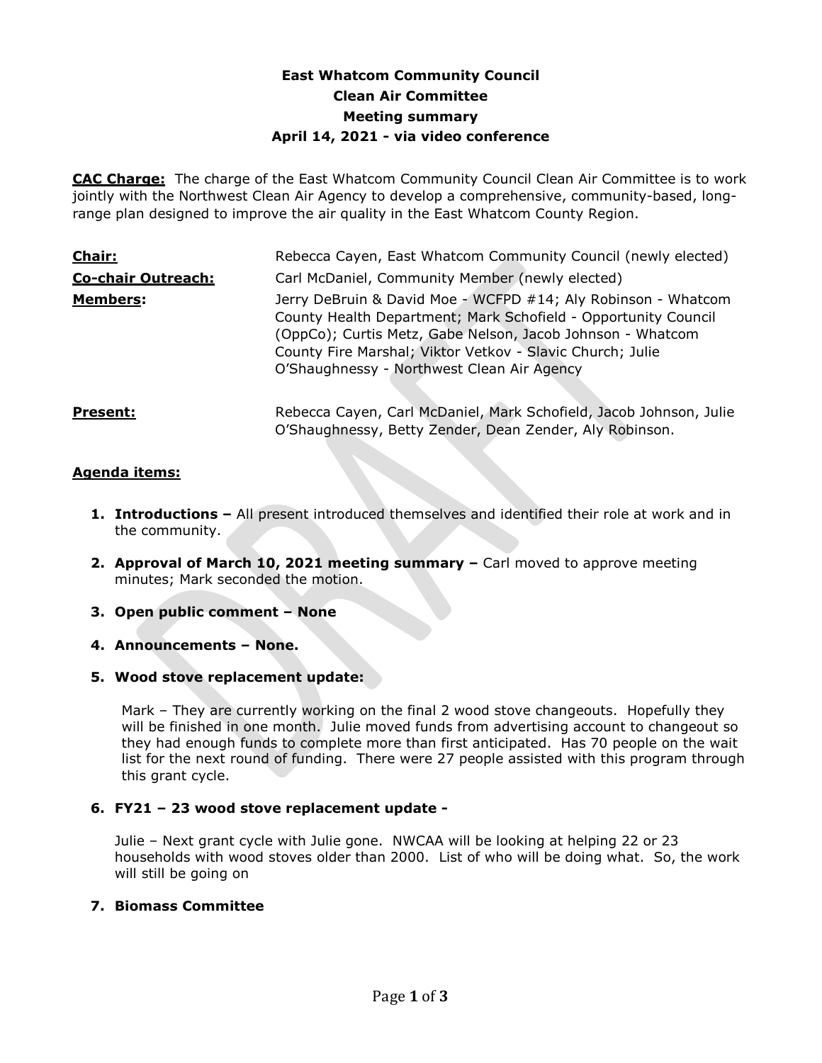# East Whatcom Community Council
## Clean Air Committee
### Meeting summary
### April 14, 2021 - via video conference

**CAC Charge:** The charge of the East Whatcom Community Council Clean Air Committee is to work jointly with the Northwest Clean Air Agency to develop a comprehensive, community-based, long-range plan designed to improve the air quality in the East Whatcom County Region.

**Chair:** Rebecca Cayen, East Whatcom Community Council (newly elected)

**Co-chair Outreach:** Carl McDaniel, Community Member (newly elected)

**Members:** Jerry DeBruin & David Moe - WCFPD #14; Aly Robinson - Whatcom County Health Department; Mark Schofield - Opportunity Council (OppCo); Curtis Metz, Gabe Nelson, Jacob Johnson - Whatcom County Fire Marshal; Viktor Vetkov - Slavic Church; Julie O'Shaughnessy - Northwest Clean Air Agency

**Present:** Rebecca Cayen, Carl McDaniel, Mark Schofield, Jacob Johnson, Julie O'Shaughnessy, Betty Zender, Dean Zender, Aly Robinson.

**Agenda items:**

1. **Introductions –** All present introduced themselves and identified their role at work and in the community.

2. **Approval of March 10, 2021 meeting summary –** Carl moved to approve meeting minutes; Mark seconded the motion.

3. **Open public comment – None**

4. **Announcements – None.**

5. **Wood stove replacement update:**

   Mark – They are currently working on the final 2 wood stove changeouts. Hopefully they will be finished in one month. Julie moved funds from advertising account to changeout so they had enough funds to complete more than first anticipated. Has 70 people on the wait list for the next round of funding. There were 27 people assisted with this program through this grant cycle.

6. **FY21 – 23 wood stove replacement update -**

   Julie – Next grant cycle with Julie gone. NWCAA will be looking at helping 22 or 23 households with wood stoves older than 2000. List of who will be doing what. So, the work will still be going on

7. **Biomass Committee**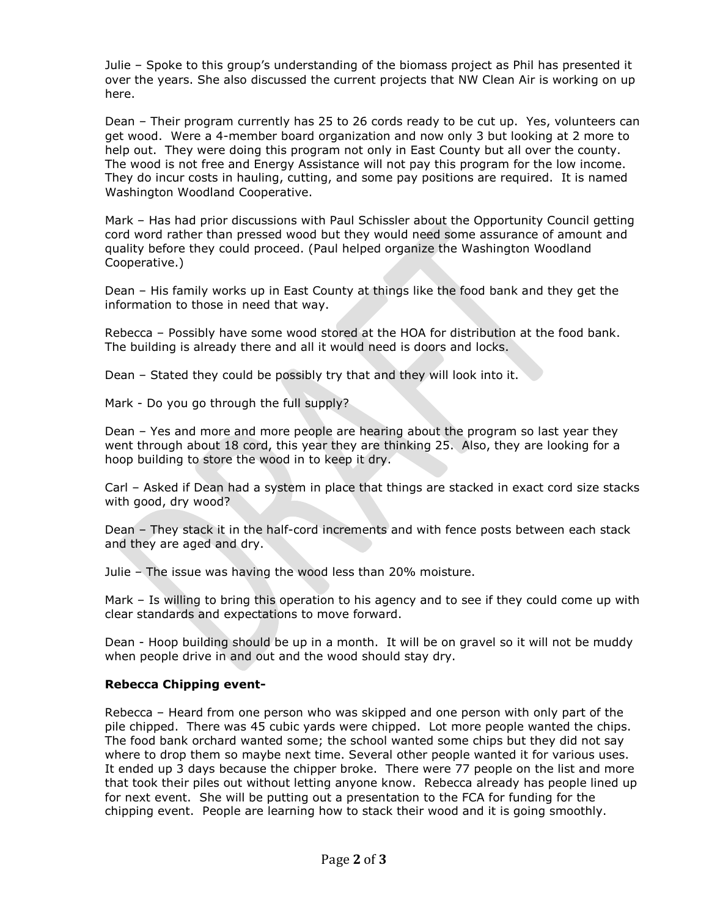Julie – Spoke to this group's understanding of the biomass project as Phil has presented it over the years. She also discussed the current projects that NW Clean Air is working on up here.

Dean – Their program currently has 25 to 26 cords ready to be cut up. Yes, volunteers can get wood. Were a 4-member board organization and now only 3 but looking at 2 more to help out. They were doing this program not only in East County but all over the county. The wood is not free and Energy Assistance will not pay this program for the low income. They do incur costs in hauling, cutting, and some pay positions are required. It is named Washington Woodland Cooperative.

Mark – Has had prior discussions with Paul Schissler about the Opportunity Council getting cord word rather than pressed wood but they would need some assurance of amount and quality before they could proceed. (Paul helped organize the Washington Woodland Cooperative.)

Dean – His family works up in East County at things like the food bank and they get the information to those in need that way.

Rebecca – Possibly have some wood stored at the HOA for distribution at the food bank. The building is already there and all it would need is doors and locks.

Dean – Stated they could be possibly try that and they will look into it.

Mark - Do you go through the full supply?

Dean – Yes and more and more people are hearing about the program so last year they went through about 18 cord, this year they are thinking 25. Also, they are looking for a hoop building to store the wood in to keep it dry.

Carl – Asked if Dean had a system in place that things are stacked in exact cord size stacks with good, dry wood?

Dean – They stack it in the half-cord increments and with fence posts between each stack and they are aged and dry.

Julie – The issue was having the wood less than 20% moisture.

Mark – Is willing to bring this operation to his agency and to see if they could come up with clear standards and expectations to move forward.

Dean - Hoop building should be up in a month. It will be on gravel so it will not be muddy when people drive in and out and the wood should stay dry.

**Rebecca Chipping event-**

Rebecca – Heard from one person who was skipped and one person with only part of the pile chipped. There was 45 cubic yards were chipped. Lot more people wanted the chips. The food bank orchard wanted some; the school wanted some chips but they did not say where to drop them so maybe next time. Several other people wanted it for various uses. It ended up 3 days because the chipper broke. There were 77 people on the list and more that took their piles out without letting anyone know. Rebecca already has people lined up for next event. She will be putting out a presentation to the FCA for funding for the chipping event. People are learning how to stack their wood and it is going smoothly.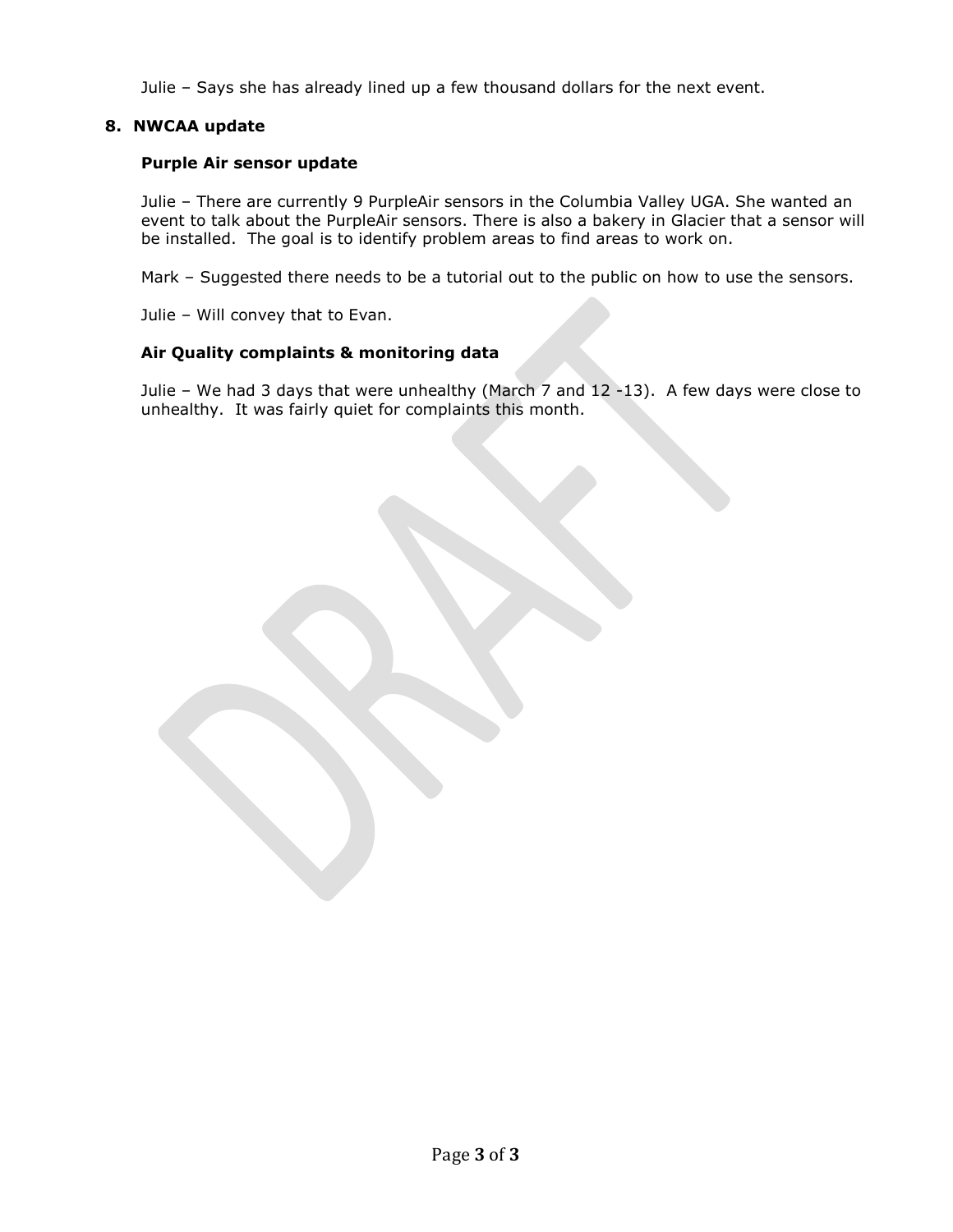Julie – Says she has already lined up a few thousand dollars for the next event.

## 8. NWCAA update

### Purple Air sensor update

Julie – There are currently 9 PurpleAir sensors in the Columbia Valley UGA. She wanted an event to talk about the PurpleAir sensors. There is also a bakery in Glacier that a sensor will be installed. The goal is to identify problem areas to find areas to work on.

Mark – Suggested there needs to be a tutorial out to the public on how to use the sensors.

Julie – Will convey that to Evan.

### Air Quality complaints & monitoring data

Julie – We had 3 days that were unhealthy (March 7 and 12 -13). A few days were close to unhealthy. It was fairly quiet for complaints this month.